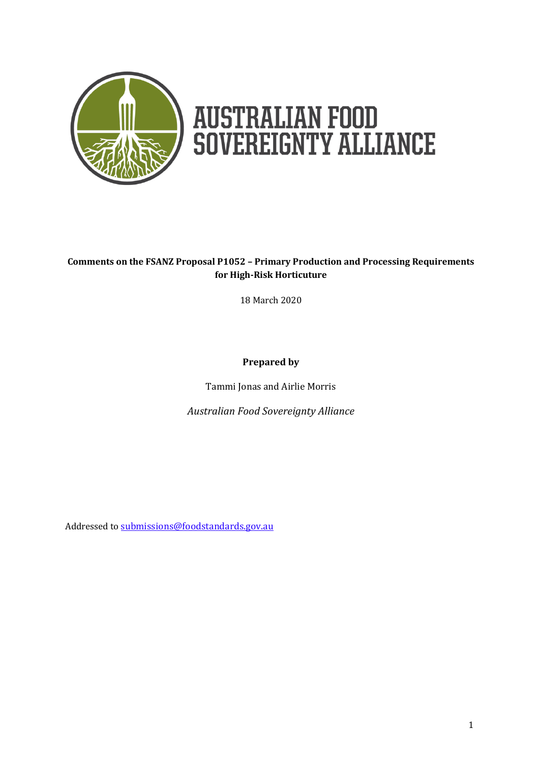# AUSTRALIAN FOOD SOVEREIGNTY ALLIANCE

**Comments on the FSANZ Proposal P1052 – Primary Production and Processing Requirements for High-Risk Horticuture**

18 March 2020

**Prepared by**

Tammi Jonas and Airlie Morris

*Australian Food Sovereignty Alliance*

Addressed to submissions@foodstandards.gov.au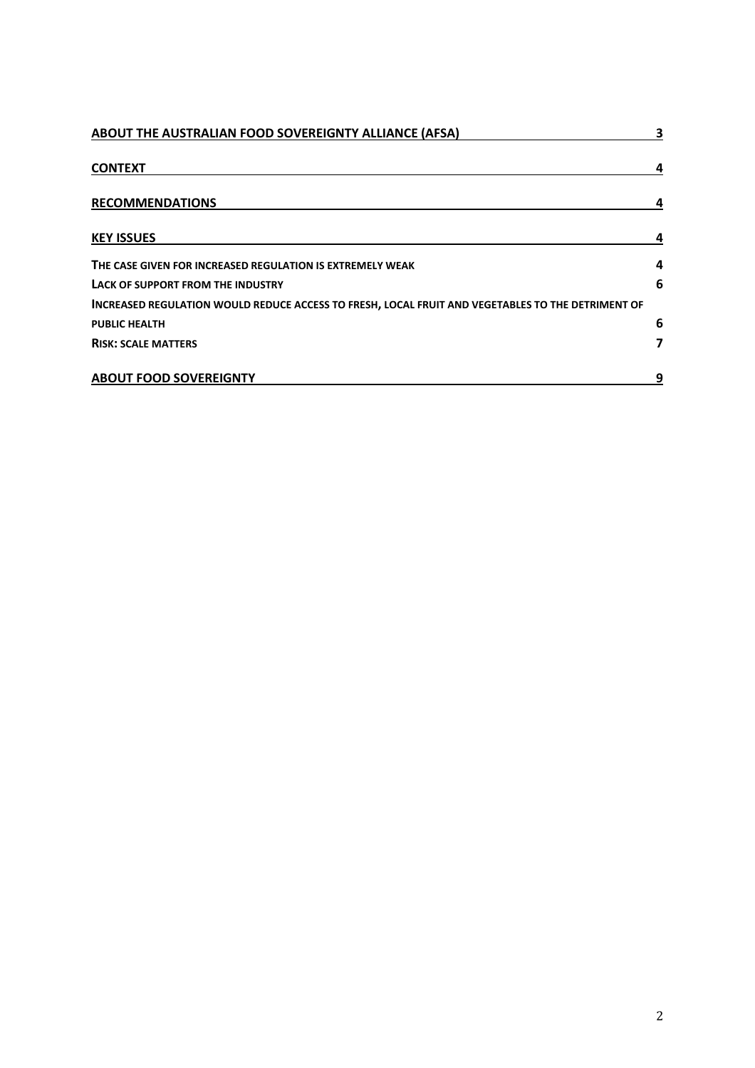| | |
|---|---|
| **ABOUT THE AUSTRALIAN FOOD SOVEREIGNTY ALLIANCE (AFSA)** | **3** |
| **CONTEXT** | **4** |
| **RECOMMENDATIONS** | **4** |
| **KEY ISSUES** | **4** |
| **THE CASE GIVEN FOR INCREASED REGULATION IS EXTREMELY WEAK** | **4** |
| **LACK OF SUPPORT FROM THE INDUSTRY** | **6** |
| **INCREASED REGULATION WOULD REDUCE ACCESS TO FRESH, LOCAL FRUIT AND VEGETABLES TO THE DETRIMENT OF PUBLIC HEALTH** | **6** |
| **RISK: SCALE MATTERS** | **7** |
| **ABOUT FOOD SOVEREIGNTY** | **9** |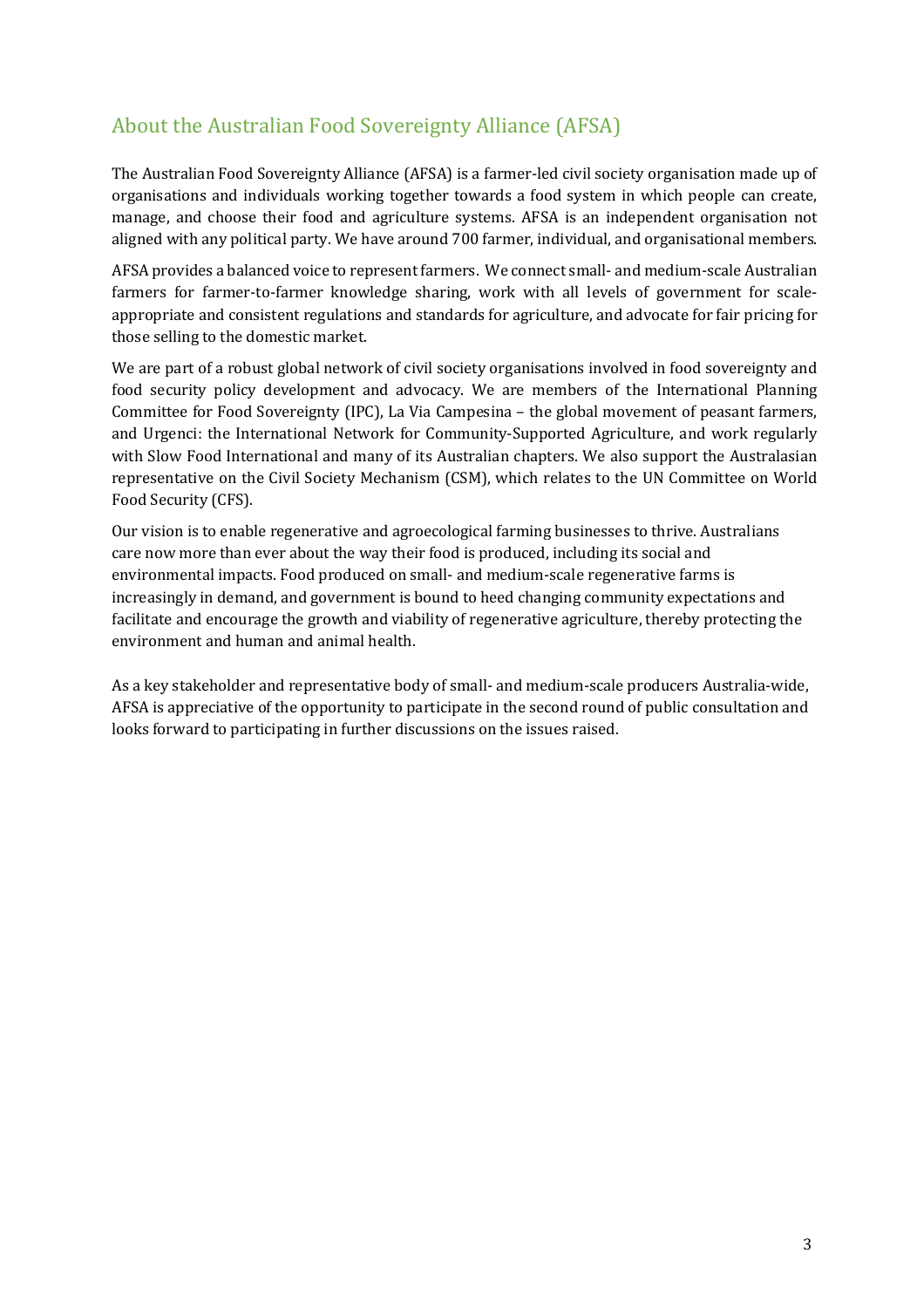## About the Australian Food Sovereignty Alliance (AFSA)

The Australian Food Sovereignty Alliance (AFSA) is a farmer-led civil society organisation made up of organisations and individuals working together towards a food system in which people can create, manage, and choose their food and agriculture systems. AFSA is an independent organisation not aligned with any political party. We have around 700 farmer, individual, and organisational members.

AFSA provides a balanced voice to represent farmers. We connect small- and medium-scale Australian farmers for farmer-to-farmer knowledge sharing, work with all levels of government for scale-appropriate and consistent regulations and standards for agriculture, and advocate for fair pricing for those selling to the domestic market.

We are part of a robust global network of civil society organisations involved in food sovereignty and food security policy development and advocacy. We are members of the International Planning Committee for Food Sovereignty (IPC), La Via Campesina – the global movement of peasant farmers, and Urgenci: the International Network for Community-Supported Agriculture, and work regularly with Slow Food International and many of its Australian chapters. We also support the Australasian representative on the Civil Society Mechanism (CSM), which relates to the UN Committee on World Food Security (CFS).

Our vision is to enable regenerative and agroecological farming businesses to thrive. Australians care now more than ever about the way their food is produced, including its social and environmental impacts. Food produced on small- and medium-scale regenerative farms is increasingly in demand, and government is bound to heed changing community expectations and facilitate and encourage the growth and viability of regenerative agriculture, thereby protecting the environment and human and animal health.

As a key stakeholder and representative body of small- and medium-scale producers Australia-wide, AFSA is appreciative of the opportunity to participate in the second round of public consultation and looks forward to participating in further discussions on the issues raised.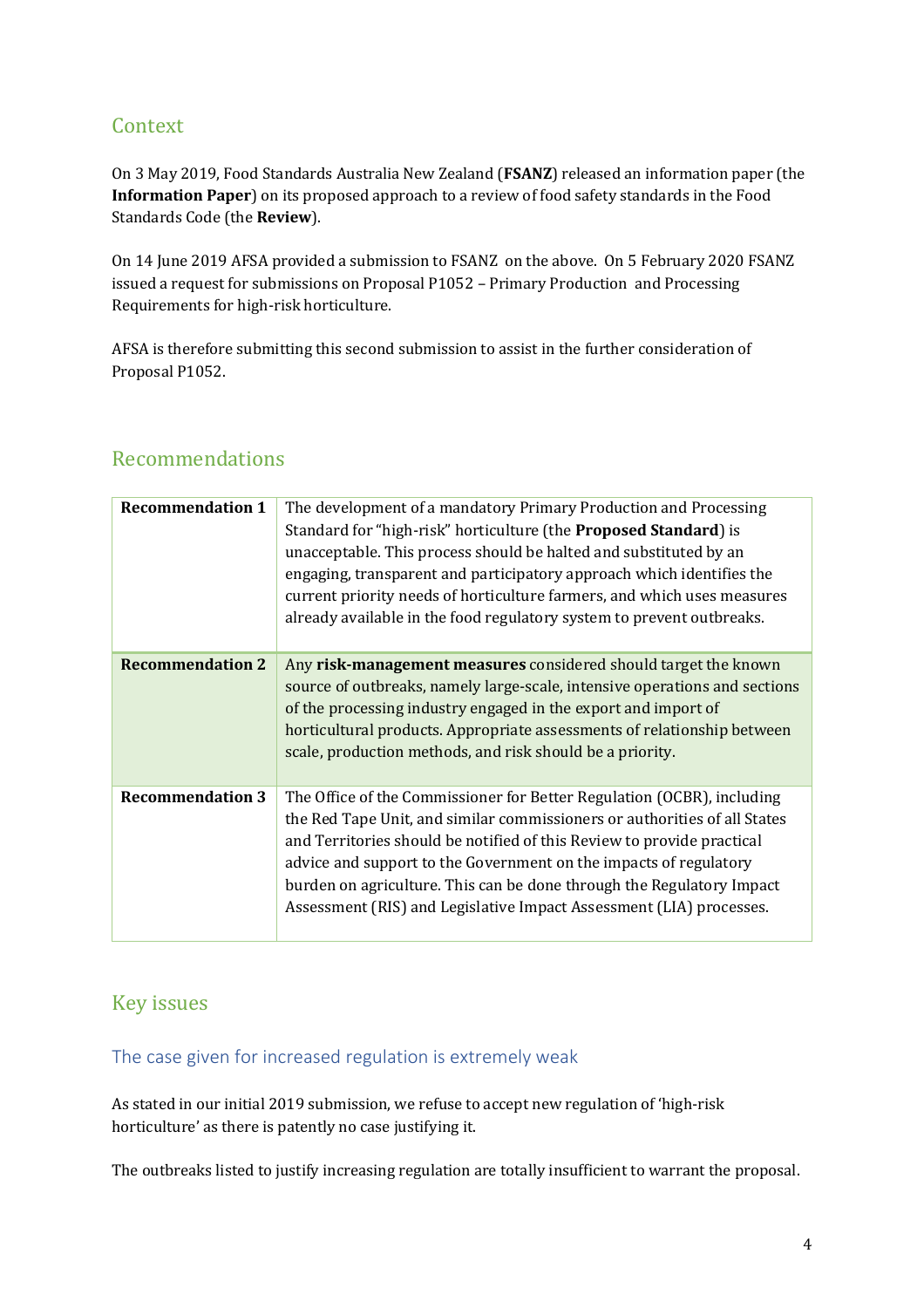## Context

On 3 May 2019, Food Standards Australia New Zealand (**FSANZ**) released an information paper (the **Information Paper**) on its proposed approach to a review of food safety standards in the Food Standards Code (the **Review**).

On 14 June 2019 AFSA provided a submission to FSANZ on the above. On 5 February 2020 FSANZ issued a request for submissions on Proposal P1052 – Primary Production and Processing Requirements for high-risk horticulture.

AFSA is therefore submitting this second submission to assist in the further consideration of Proposal P1052.

## Recommendations

| | |
|---|---|
| **Recommendation 1** | The development of a mandatory Primary Production and Processing Standard for "high-risk" horticulture (the **Proposed Standard**) is unacceptable. This process should be halted and substituted by an engaging, transparent and participatory approach which identifies the current priority needs of horticulture farmers, and which uses measures already available in the food regulatory system to prevent outbreaks. |
| **Recommendation 2** | Any **risk-management measures** considered should target the known source of outbreaks, namely large-scale, intensive operations and sections of the processing industry engaged in the export and import of horticultural products. Appropriate assessments of relationship between scale, production methods, and risk should be a priority. |
| **Recommendation 3** | The Office of the Commissioner for Better Regulation (OCBR), including the Red Tape Unit, and similar commissioners or authorities of all States and Territories should be notified of this Review to provide practical advice and support to the Government on the impacts of regulatory burden on agriculture. This can be done through the Regulatory Impact Assessment (RIS) and Legislative Impact Assessment (LIA) processes. |

## Key issues

### The case given for increased regulation is extremely weak

As stated in our initial 2019 submission, we refuse to accept new regulation of 'high-risk horticulture' as there is patently no case justifying it.

The outbreaks listed to justify increasing regulation are totally insufficient to warrant the proposal.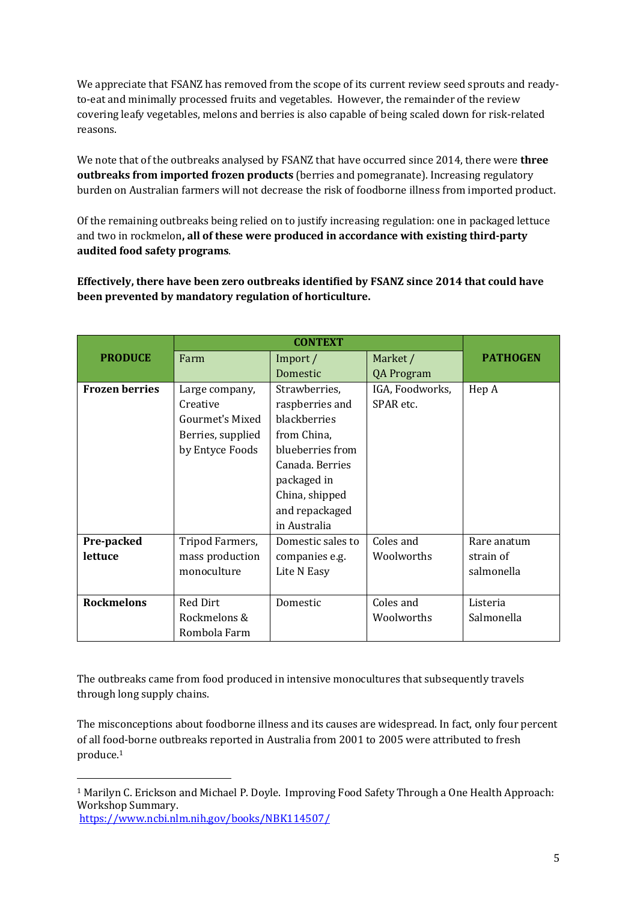We appreciate that FSANZ has removed from the scope of its current review seed sprouts and ready-to-eat and minimally processed fruits and vegetables. However, the remainder of the review covering leafy vegetables, melons and berries is also capable of being scaled down for risk-related reasons.

We note that of the outbreaks analysed by FSANZ that have occurred since 2014, there were **three outbreaks from imported frozen products** (berries and pomegranate). Increasing regulatory burden on Australian farmers will not decrease the risk of foodborne illness from imported product.

Of the remaining outbreaks being relied on to justify increasing regulation: one in packaged lettuce and two in rockmelon**, all of these were produced in accordance with existing third-party audited food safety programs**.

**Effectively, there have been zero outbreaks identified by FSANZ since 2014 that could have been prevented by mandatory regulation of horticulture.**

| PRODUCE | CONTEXT | | | PATHOGEN |
|---|---|---|---|---|
| | Farm | Import / Domestic | Market / QA Program | |
| **Frozen berries** | Large company, Creative Gourmet's Mixed Berries, supplied by Entyce Foods | Strawberries, raspberries and blackberries from China, blueberries from Canada. Berries packaged in China, shipped and repackaged in Australia | IGA, Foodworks, SPAR etc. | Hep A |
| **Pre-packed lettuce** | Tripod Farmers, mass production monoculture | Domestic sales to companies e.g. Lite N Easy | Coles and Woolworths | Rare anatum strain of salmonella |
| **Rockmelons** | Red Dirt Rockmelons & Rombola Farm | Domestic | Coles and Woolworths | Listeria Salmonella |

The outbreaks came from food produced in intensive monocultures that subsequently travels through long supply chains.

The misconceptions about foodborne illness and its causes are widespread. In fact, only four percent of all food-borne outbreaks reported in Australia from 2001 to 2005 were attributed to fresh produce.[1]

---

[1] Marilyn C. Erickson and Michael P. Doyle. Improving Food Safety Through a One Health Approach: Workshop Summary. https://www.ncbi.nlm.nih.gov/books/NBK114507/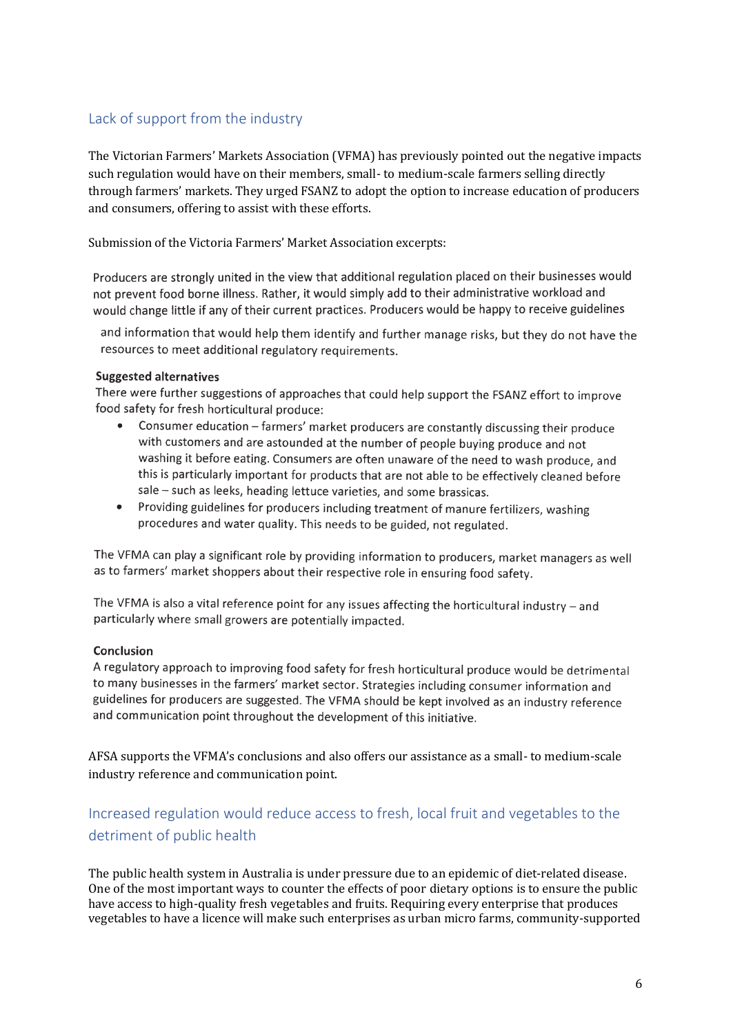## Lack of support from the industry

The Victorian Farmers' Markets Association (VFMA) has previously pointed out the negative impacts such regulation would have on their members, small- to medium-scale farmers selling directly through farmers' markets. They urged FSANZ to adopt the option to increase education of producers and consumers, offering to assist with these efforts.

Submission of the Victoria Farmers' Market Association excerpts:

> Producers are strongly united in the view that additional regulation placed on their businesses would not prevent food borne illness. Rather, it would simply add to their administrative workload and would change little if any of their current practices. Producers would be happy to receive guidelines and information that would help them identify and further manage risks, but they do not have the resources to meet additional regulatory requirements.
>
> **Suggested alternatives**
>
> There were further suggestions of approaches that could help support the FSANZ effort to improve food safety for fresh horticultural produce:
>
> - Consumer education – farmers' market producers are constantly discussing their produce with customers and are astounded at the number of people buying produce and not washing it before eating. Consumers are often unaware of the need to wash produce, and this is particularly important for products that are not able to be effectively cleaned before sale – such as leeks, heading lettuce varieties, and some brassicas.
> - Providing guidelines for producers including treatment of manure fertilizers, washing procedures and water quality. This needs to be guided, not regulated.
>
> The VFMA can play a significant role by providing information to producers, market managers as well as to farmers' market shoppers about their respective role in ensuring food safety.
>
> The VFMA is also a vital reference point for any issues affecting the horticultural industry – and particularly where small growers are potentially impacted.
>
> **Conclusion**
>
> A regulatory approach to improving food safety for fresh horticultural produce would be detrimental to many businesses in the farmers' market sector. Strategies including consumer information and guidelines for producers are suggested. The VFMA should be kept involved as an industry reference and communication point throughout the development of this initiative.

AFSA supports the VFMA's conclusions and also offers our assistance as a small- to medium-scale industry reference and communication point.

## Increased regulation would reduce access to fresh, local fruit and vegetables to the detriment of public health

The public health system in Australia is under pressure due to an epidemic of diet-related disease. One of the most important ways to counter the effects of poor dietary options is to ensure the public have access to high-quality fresh vegetables and fruits. Requiring every enterprise that produces vegetables to have a licence will make such enterprises as urban micro farms, community-supported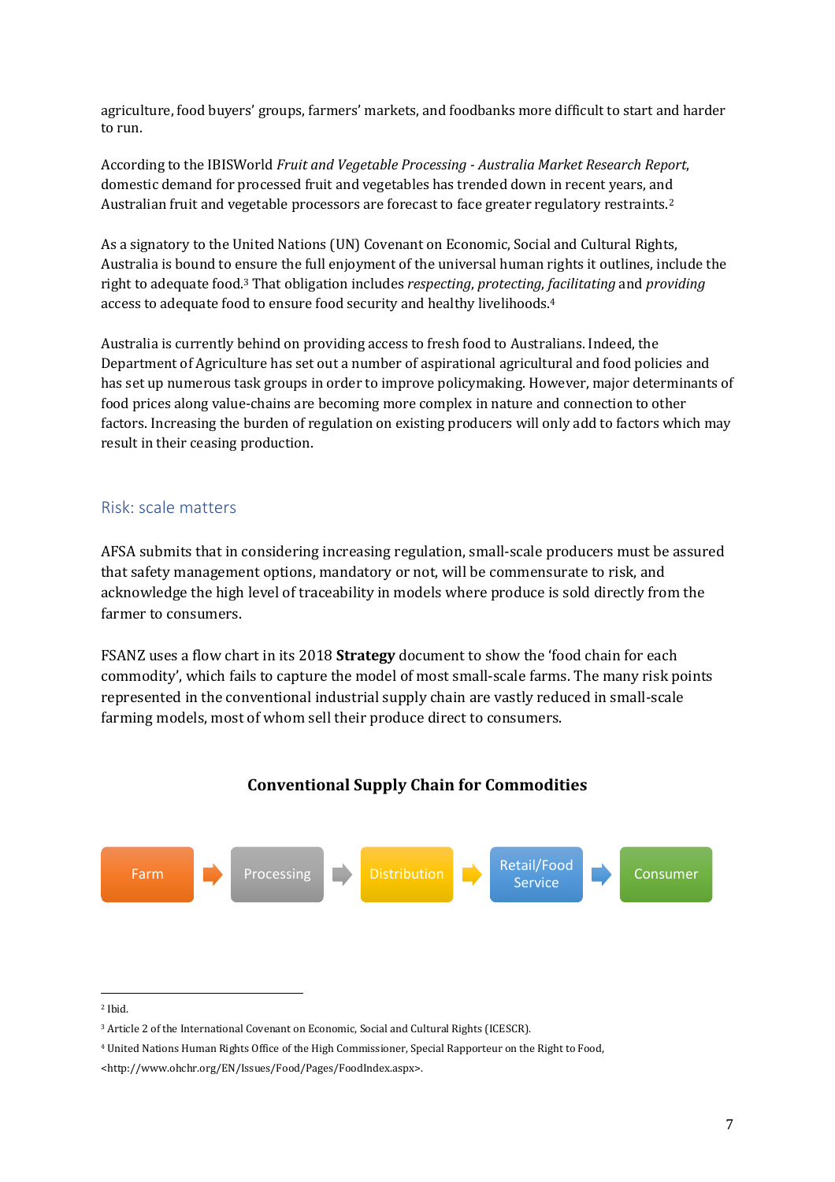agriculture, food buyers' groups, farmers' markets, and foodbanks more difficult to start and harder to run.

According to the IBISWorld *Fruit and Vegetable Processing - Australia Market Research Report*, domestic demand for processed fruit and vegetables has trended down in recent years, and Australian fruit and vegetable processors are forecast to face greater regulatory restraints.[2]

As a signatory to the United Nations (UN) Covenant on Economic, Social and Cultural Rights, Australia is bound to ensure the full enjoyment of the universal human rights it outlines, include the right to adequate food.[3] That obligation includes *respecting*, *protecting*, *facilitating* and *providing* access to adequate food to ensure food security and healthy livelihoods.[4]

Australia is currently behind on providing access to fresh food to Australians. Indeed, the Department of Agriculture has set out a number of aspirational agricultural and food policies and has set up numerous task groups in order to improve policymaking. However, major determinants of food prices along value-chains are becoming more complex in nature and connection to other factors. Increasing the burden of regulation on existing producers will only add to factors which may result in their ceasing production.

## Risk: scale matters

AFSA submits that in considering increasing regulation, small-scale producers must be assured that safety management options, mandatory or not, will be commensurate to risk, and acknowledge the high level of traceability in models where produce is sold directly from the farmer to consumers.

FSANZ uses a flow chart in its 2018 **Strategy** document to show the 'food chain for each commodity', which fails to capture the model of most small-scale farms. The many risk points represented in the conventional industrial supply chain are vastly reduced in small-scale farming models, most of whom sell their produce direct to consumers.

**Conventional Supply Chain for Commodities**

Farm → Processing → Distribution → Retail/Food Service → Consumer

---

[2] Ibid.

[3] Article 2 of the International Covenant on Economic, Social and Cultural Rights (ICESCR).

[4] United Nations Human Rights Office of the High Commissioner, Special Rapporteur on the Right to Food, <http://www.ohchr.org/EN/Issues/Food/Pages/FoodIndex.aspx>.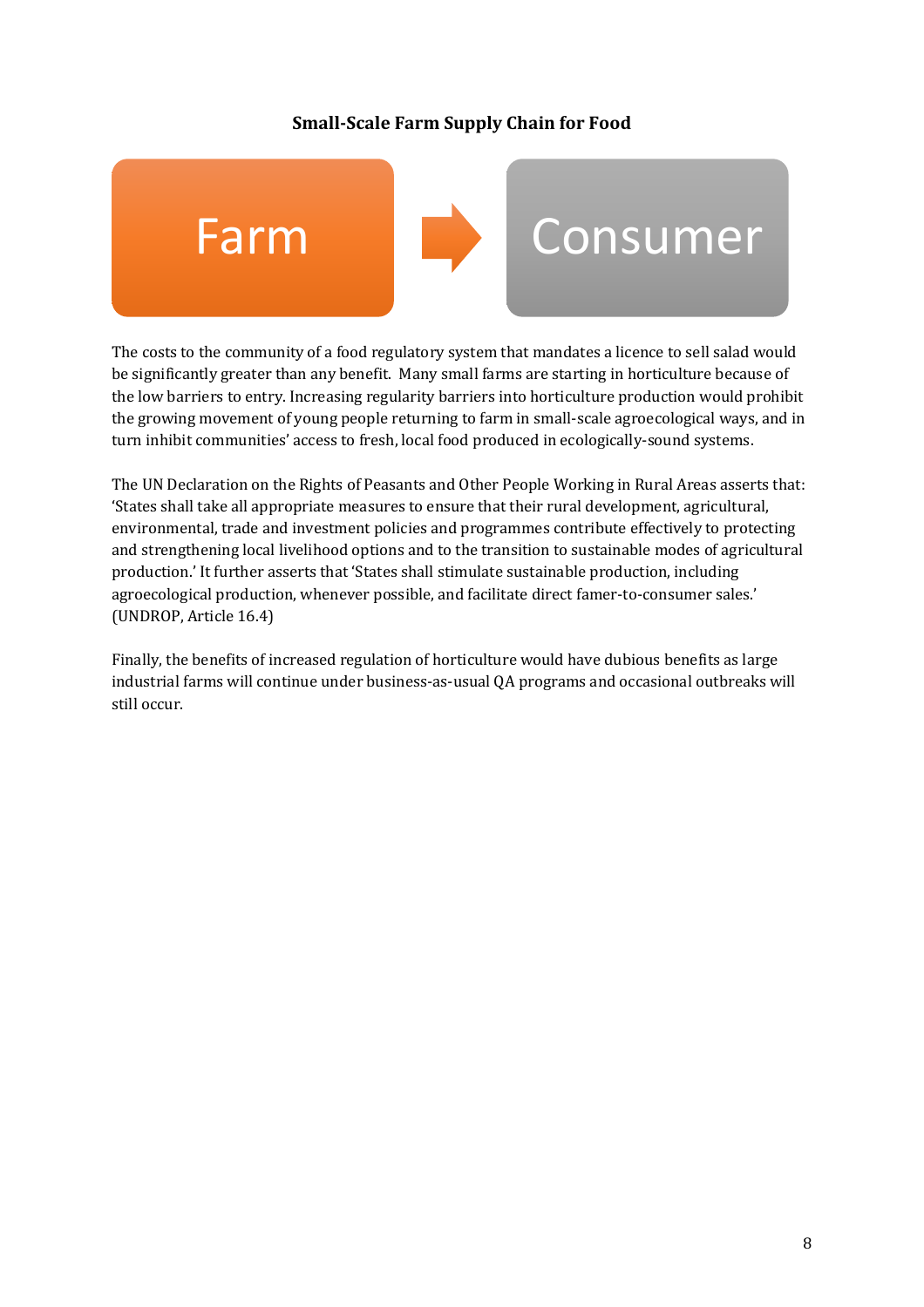**Small-Scale Farm Supply Chain for Food**

Farm → Consumer

The costs to the community of a food regulatory system that mandates a licence to sell salad would be significantly greater than any benefit. Many small farms are starting in horticulture because of the low barriers to entry. Increasing regularity barriers into horticulture production would prohibit the growing movement of young people returning to farm in small-scale agroecological ways, and in turn inhibit communities' access to fresh, local food produced in ecologically-sound systems.

The UN Declaration on the Rights of Peasants and Other People Working in Rural Areas asserts that: 'States shall take all appropriate measures to ensure that their rural development, agricultural, environmental, trade and investment policies and programmes contribute effectively to protecting and strengthening local livelihood options and to the transition to sustainable modes of agricultural production.' It further asserts that 'States shall stimulate sustainable production, including agroecological production, whenever possible, and facilitate direct famer-to-consumer sales.' (UNDROP, Article 16.4)

Finally, the benefits of increased regulation of horticulture would have dubious benefits as large industrial farms will continue under business-as-usual QA programs and occasional outbreaks will still occur.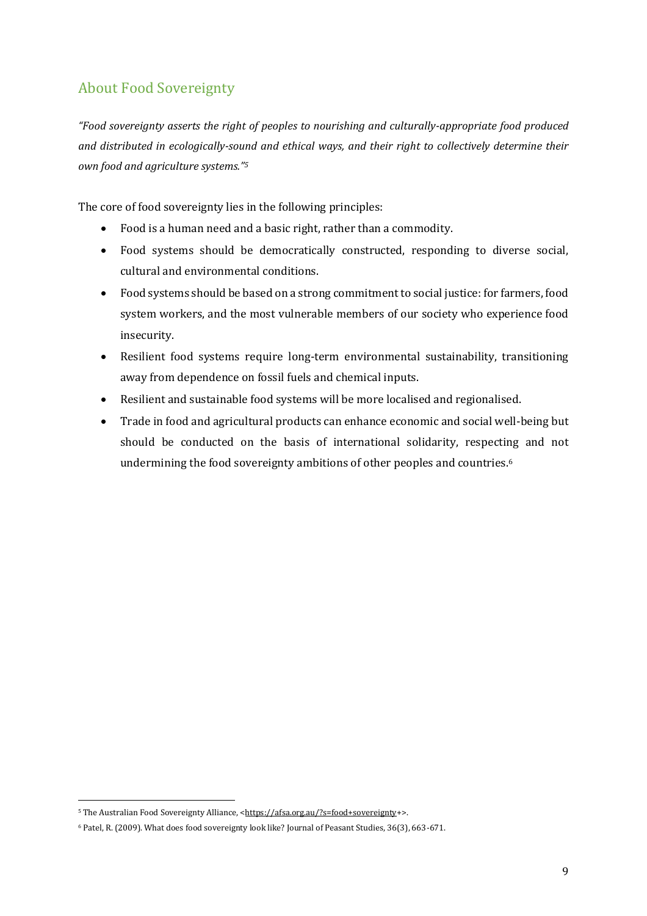## About Food Sovereignty

*"Food sovereignty asserts the right of peoples to nourishing and culturally-appropriate food produced and distributed in ecologically-sound and ethical ways, and their right to collectively determine their own food and agriculture systems."*[5]

The core of food sovereignty lies in the following principles:

- Food is a human need and a basic right, rather than a commodity.
- Food systems should be democratically constructed, responding to diverse social, cultural and environmental conditions.
- Food systems should be based on a strong commitment to social justice: for farmers, food system workers, and the most vulnerable members of our society who experience food insecurity.
- Resilient food systems require long-term environmental sustainability, transitioning away from dependence on fossil fuels and chemical inputs.
- Resilient and sustainable food systems will be more localised and regionalised.
- Trade in food and agricultural products can enhance economic and social well-being but should be conducted on the basis of international solidarity, respecting and not undermining the food sovereignty ambitions of other peoples and countries.[6]

---

[5] The Australian Food Sovereignty Alliance, <https://afsa.org.au/?s=food+sovereignty+>.

[6] Patel, R. (2009). What does food sovereignty look like? Journal of Peasant Studies, 36(3), 663-671.